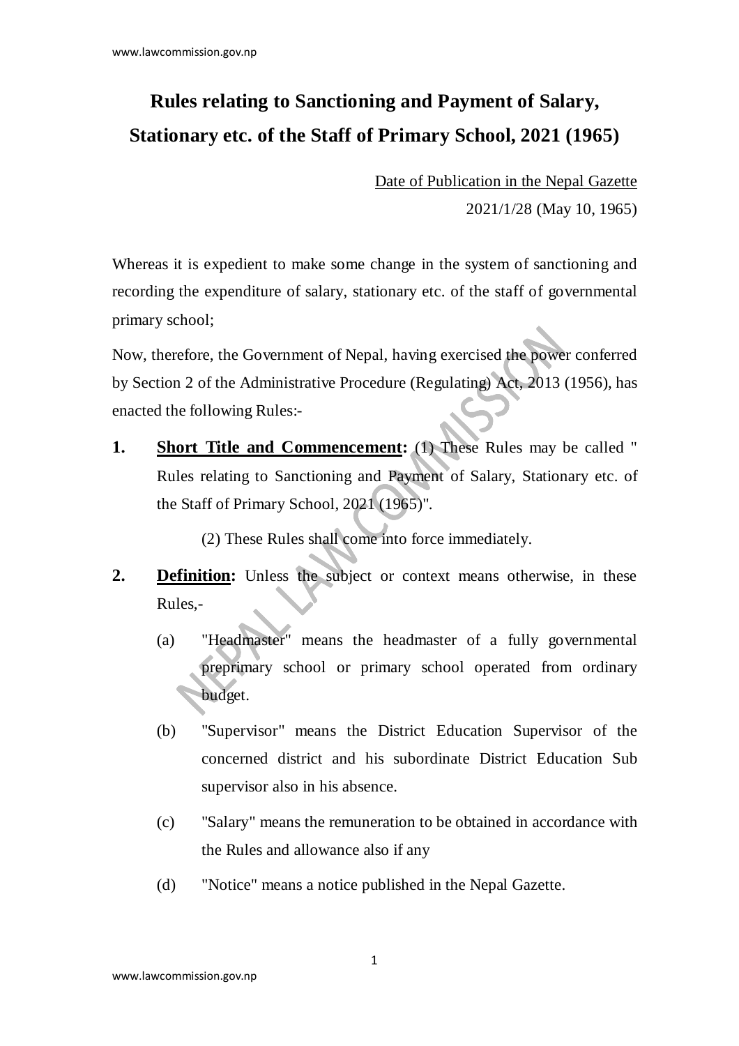# Rules relating to Sanctioning and Payment of Salary, Stationary etc. of the Staff of Primary School, 2021 (1965)

Date of Publication in the Nepal Gazette

2021/1/28 (May 10, 1965)

Whereas it is expedient to make some change in the system of sanctioning and recording the expenditure of salary, stationary etc. of the staff of governmental primary school;

Now, therefore, the Government of Nepal, having exercised the power conferred by Section 2 of the Administrative Procedure (Regulating) Act, 2013 (1956), has enacted the following Rules:-

**1. Short Title and Commencement:** (1) These Rules may be called " Rules relating to Sanctioning and Payment of Salary, Stationary etc. of the Staff of Primary School, 2021 (1965)".

(2) These Rules shall come into force immediately.

**2. Definition:** Unless the subject or context means otherwise, in these Rules,-

(a) "Headmaster" means the headmaster of a fully governmental preprimary school or primary school operated from ordinary budget.

(b) "Supervisor" means the District Education Supervisor of the concerned district and his subordinate District Education Sub supervisor also in his absence.

(c) "Salary" means the remuneration to be obtained in accordance with the Rules and allowance also if any

(d) "Notice" means a notice published in the Nepal Gazette.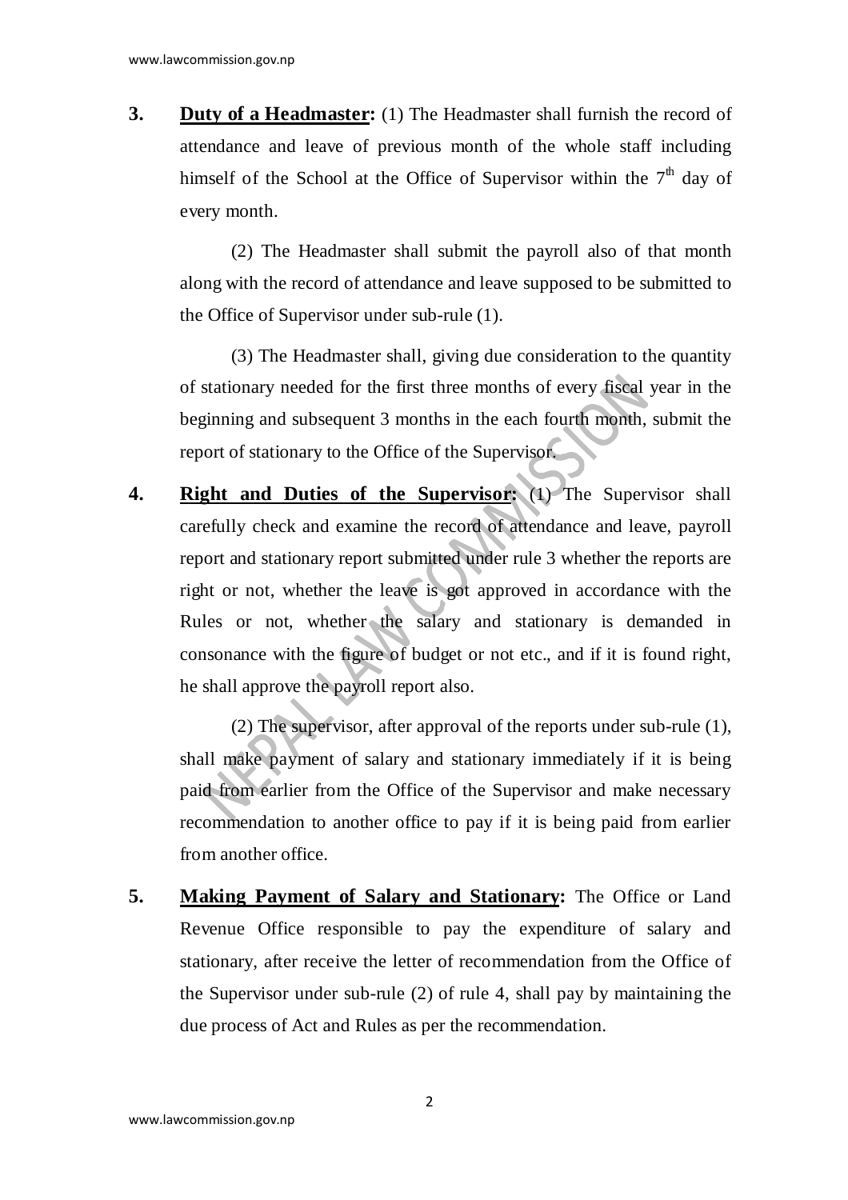**3. Duty of a Headmaster:** (1) The Headmaster shall furnish the record of attendance and leave of previous month of the whole staff including himself of the School at the Office of Supervisor within the 7th day of every month.

(2) The Headmaster shall submit the payroll also of that month along with the record of attendance and leave supposed to be submitted to the Office of Supervisor under sub-rule (1).

(3) The Headmaster shall, giving due consideration to the quantity of stationary needed for the first three months of every fiscal year in the beginning and subsequent 3 months in the each fourth month, submit the report of stationary to the Office of the Supervisor.

**4. Right and Duties of the Supervisor:** (1) The Supervisor shall carefully check and examine the record of attendance and leave, payroll report and stationary report submitted under rule 3 whether the reports are right or not, whether the leave is got approved in accordance with the Rules or not, whether the salary and stationary is demanded in consonance with the figure of budget or not etc., and if it is found right, he shall approve the payroll report also.

(2) The supervisor, after approval of the reports under sub-rule (1), shall make payment of salary and stationary immediately if it is being paid from earlier from the Office of the Supervisor and make necessary recommendation to another office to pay if it is being paid from earlier from another office.

**5. Making Payment of Salary and Stationary:** The Office or Land Revenue Office responsible to pay the expenditure of salary and stationary, after receive the letter of recommendation from the Office of the Supervisor under sub-rule (2) of rule 4, shall pay by maintaining the due process of Act and Rules as per the recommendation.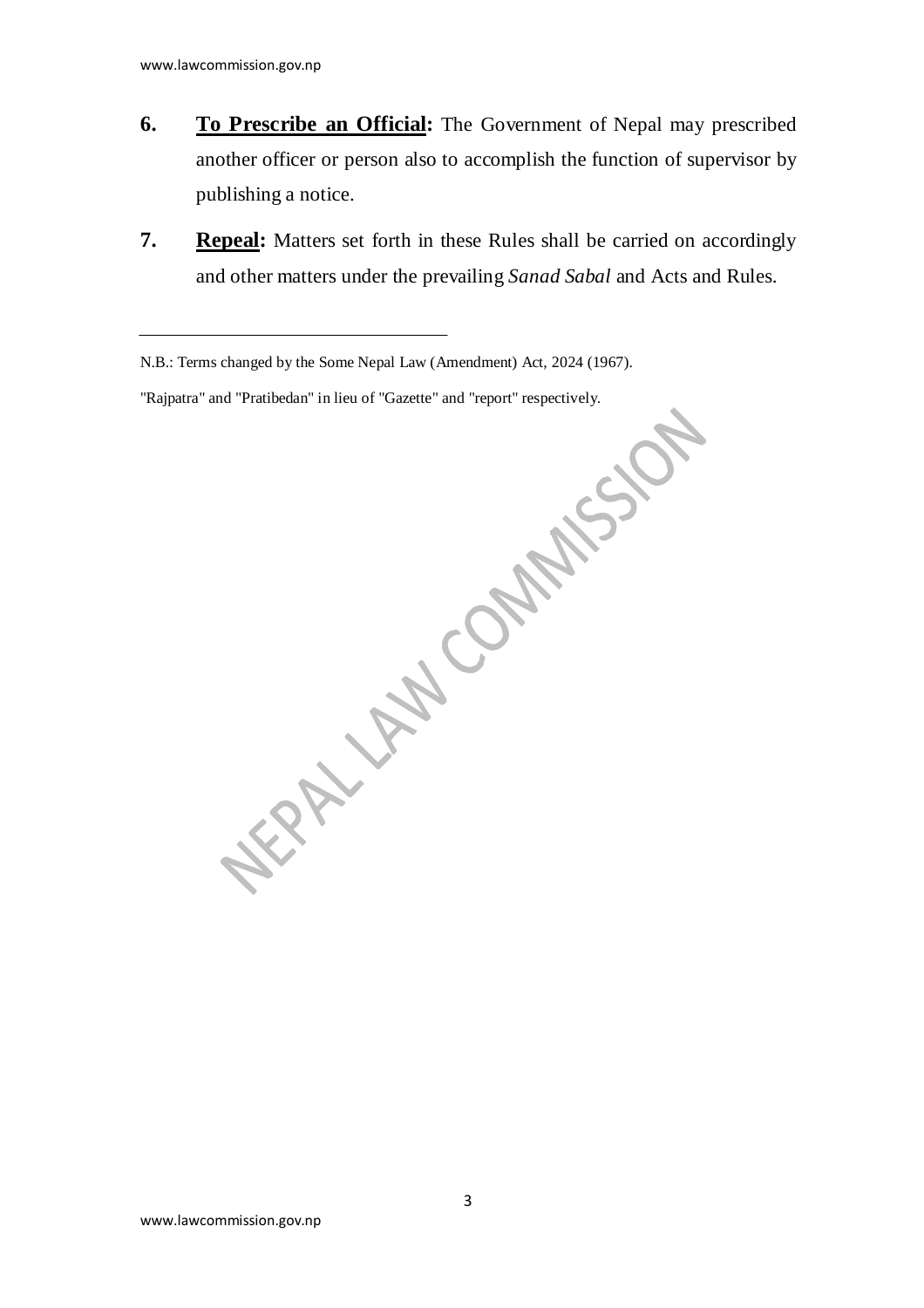6. **To Prescribe an Official:** The Government of Nepal may prescribed another officer or person also to accomplish the function of supervisor by publishing a notice.

7. **Repeal:** Matters set forth in these Rules shall be carried on accordingly and other matters under the prevailing *Sanad Sabal* and Acts and Rules.

---

N.B.: Terms changed by the Some Nepal Law (Amendment) Act, 2024 (1967).

"Rajpatra" and "Pratibedan" in lieu of "Gazette" and "report" respectively.